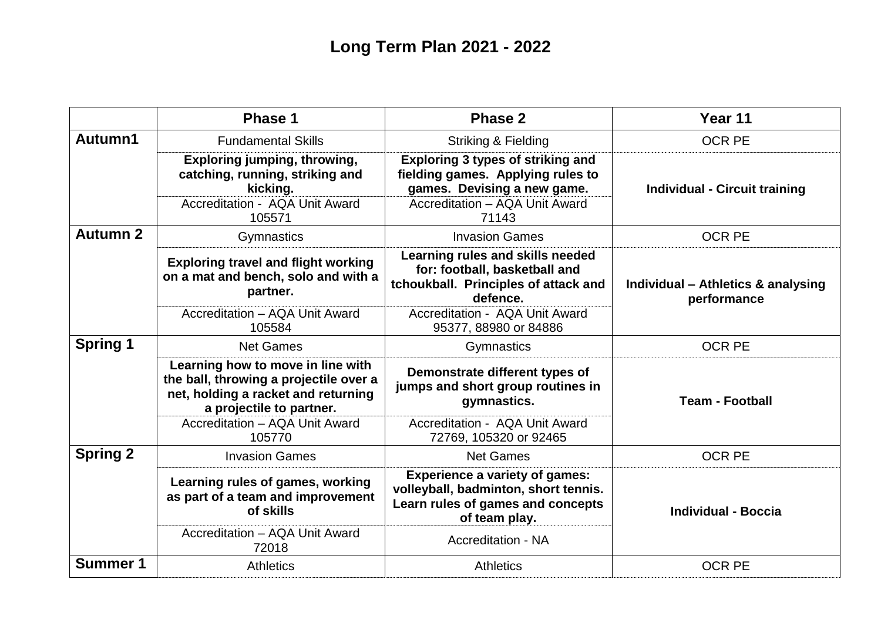# Long Term Plan 2021 - 2022

| | Phase 1 | Phase 2 | Year 11 |
|---|---|---|---|
| **Autumn1** | Fundamental Skills | Striking & Fielding | OCR PE |
| | **Exploring jumping, throwing, catching, running, striking and kicking.** | **Exploring 3 types of striking and fielding games. Applying rules to games. Devising a new game.** | **Individual - Circuit training** |
| | Accreditation - AQA Unit Award 105571 | Accreditation – AQA Unit Award 71143 | |
| **Autumn 2** | Gymnastics | Invasion Games | OCR PE |
| | **Exploring travel and flight working on a mat and bench, solo and with a partner.** | **Learning rules and skills needed for: football, basketball and tchoukball. Principles of attack and defence.** | **Individual – Athletics & analysing performance** |
| | Accreditation – AQA Unit Award 105584 | Accreditation - AQA Unit Award 95377, 88980 or 84886 | |
| **Spring 1** | Net Games | Gymnastics | OCR PE |
| | **Learning how to move in line with the ball, throwing a projectile over a net, holding a racket and returning a projectile to partner.** | **Demonstrate different types of jumps and short group routines in gymnastics.** | **Team - Football** |
| | Accreditation – AQA Unit Award 105770 | Accreditation - AQA Unit Award 72769, 105320 or 92465 | |
| **Spring 2** | Invasion Games | Net Games | OCR PE |
| | **Learning rules of games, working as part of a team and improvement of skills** | **Experience a variety of games: volleyball, badminton, short tennis. Learn rules of games and concepts of team play.** | **Individual - Boccia** |
| | Accreditation – AQA Unit Award 72018 | Accreditation - NA | |
| **Summer 1** | Athletics | Athletics | OCR PE |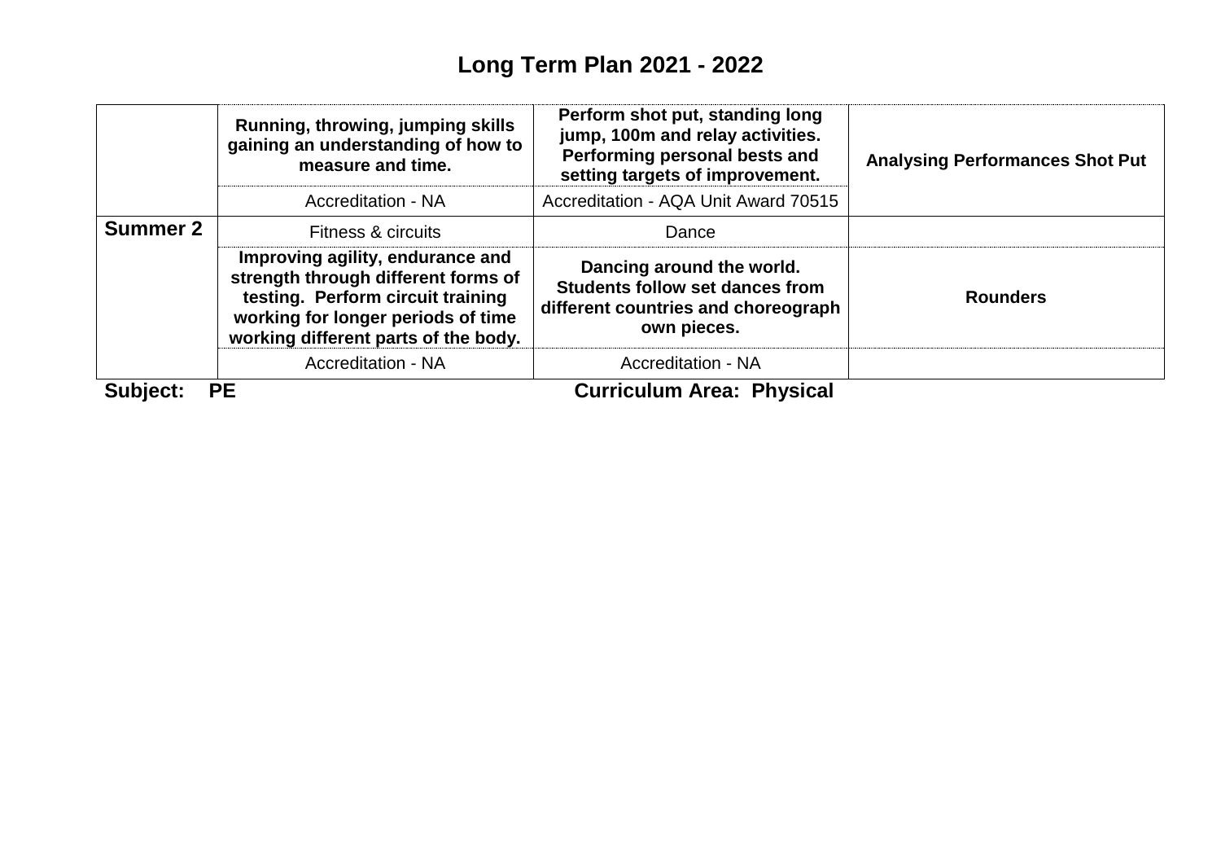# Long Term Plan 2021 - 2022

| | | | |
|---|---|---|---|
| | **Running, throwing, jumping skills gaining an understanding of how to measure and time.** | **Perform shot put, standing long jump, 100m and relay activities. Performing personal bests and setting targets of improvement.** | **Analysing Performances Shot Put** |
| | Accreditation - NA | Accreditation - AQA Unit Award 70515 | |
| **Summer 2** | Fitness & circuits | Dance | |
| | **Improving agility, endurance and strength through different forms of testing. Perform circuit training working for longer periods of time working different parts of the body.** | **Dancing around the world. Students follow set dances from different countries and choreograph own pieces.** | **Rounders** |
| | Accreditation - NA | Accreditation - NA | |

**Subject: PE** **Curriculum Area: Physical**